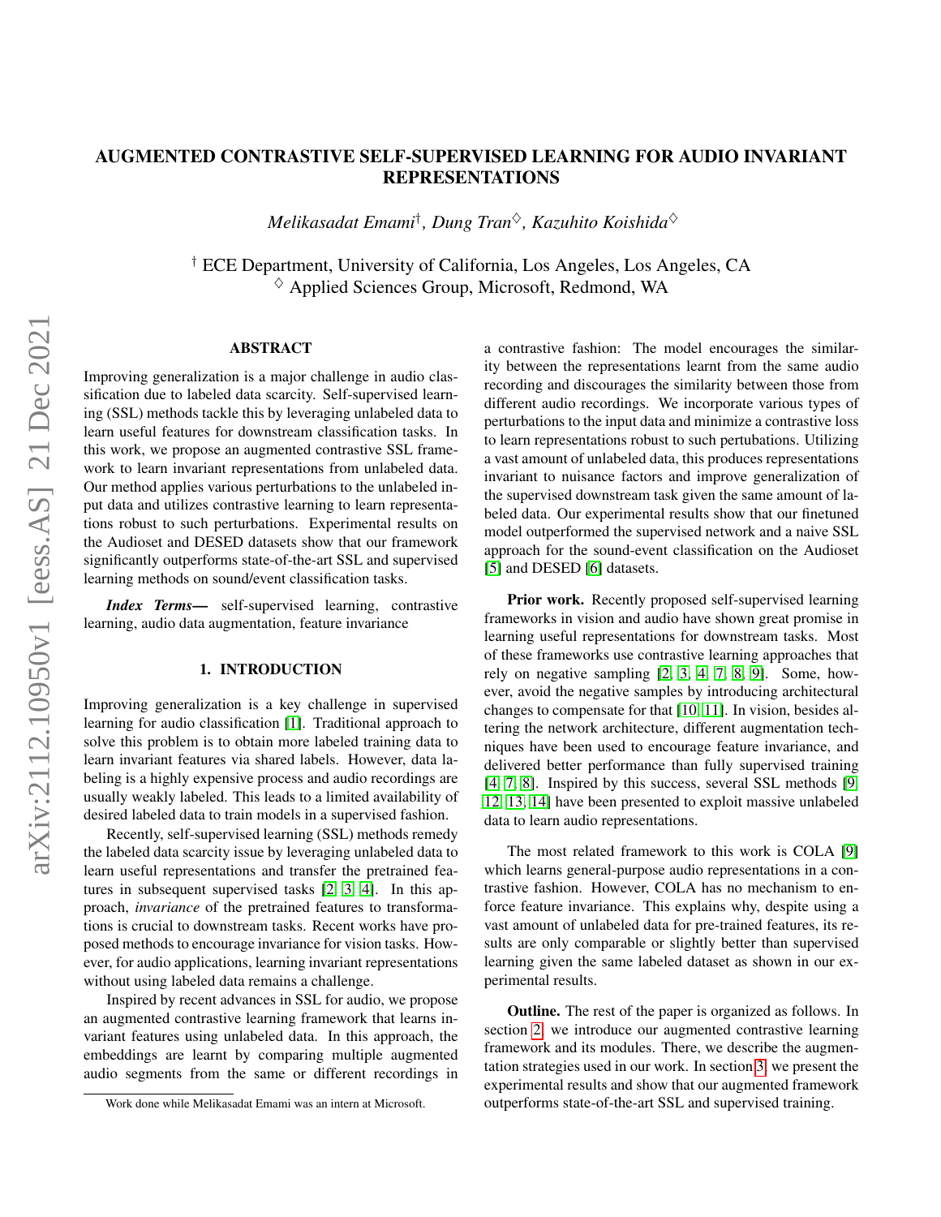# AUGMENTED CONTRASTIVE SELF-SUPERVISED LEARNING FOR AUDIO INVARIANT REPRESENTATIONS

*Melikasadat Emami*[†]*, Dung Tran*[◇]*, Kazuhito Koishida*[◇]

[†] ECE Department, University of California, Los Angeles, Los Angeles, CA
[◇] Applied Sciences Group, Microsoft, Redmond, WA

## ABSTRACT

Improving generalization is a major challenge in audio classification due to labeled data scarcity. Self-supervised learning (SSL) methods tackle this by leveraging unlabeled data to learn useful features for downstream classification tasks. In this work, we propose an augmented contrastive SSL framework to learn invariant representations from unlabeled data. Our method applies various perturbations to the unlabeled input data and utilizes contrastive learning to learn representations robust to such perturbations. Experimental results on the Audioset and DESED datasets show that our framework significantly outperforms state-of-the-art SSL and supervised learning methods on sound/event classification tasks.

***Index Terms*—** self-supervised learning, contrastive learning, audio data augmentation, feature invariance

## 1. INTRODUCTION

Improving generalization is a key challenge in supervised learning for audio classification [1]. Traditional approach to solve this problem is to obtain more labeled training data to learn invariant features via shared labels. However, data labeling is a highly expensive process and audio recordings are usually weakly labeled. This leads to a limited availability of desired labeled data to train models in a supervised fashion.

Recently, self-supervised learning (SSL) methods remedy the labeled data scarcity issue by leveraging unlabeled data to learn useful representations and transfer the pretrained features in subsequent supervised tasks [2, 3, 4]. In this approach, *invariance* of the pretrained features to transformations is crucial to downstream tasks. Recent works have proposed methods to encourage invariance for vision tasks. However, for audio applications, learning invariant representations without using labeled data remains a challenge.

Inspired by recent advances in SSL for audio, we propose an augmented contrastive learning framework that learns invariant features using unlabeled data. In this approach, the embeddings are learnt by comparing multiple augmented audio segments from the same or different recordings in a contrastive fashion: The model encourages the similarity between the representations learnt from the same audio recording and discourages the similarity between those from different audio recordings. We incorporate various types of perturbations to the input data and minimize a contrastive loss to learn representations robust to such pertubations. Utilizing a vast amount of unlabeled data, this produces representations invariant to nuisance factors and improve generalization of the supervised downstream task given the same amount of labeled data. Our experimental results show that our finetuned model outperformed the supervised network and a naive SSL approach for the sound-event classification on the Audioset [5] and DESED [6] datasets.

**Prior work.** Recently proposed self-supervised learning frameworks in vision and audio have shown great promise in learning useful representations for downstream tasks. Most of these frameworks use contrastive learning approaches that rely on negative sampling [2, 3, 4, 7, 8, 9]. Some, however, avoid the negative samples by introducing architectural changes to compensate for that [10, 11]. In vision, besides altering the network architecture, different augmentation techniques have been used to encourage feature invariance, and delivered better performance than fully supervised training [4, 7, 8]. Inspired by this success, several SSL methods [9, 12, 13, 14] have been presented to exploit massive unlabeled data to learn audio representations.

The most related framework to this work is COLA [9] which learns general-purpose audio representations in a contrastive fashion. However, COLA has no mechanism to enforce feature invariance. This explains why, despite using a vast amount of unlabeled data for pre-trained features, its results are only comparable or slightly better than supervised learning given the same labeled dataset as shown in our experimental results.

**Outline.** The rest of the paper is organized as follows. In section 2, we introduce our augmented contrastive learning framework and its modules. There, we describe the augmentation strategies used in our work. In section 3, we present the experimental results and show that our augmented framework outperforms state-of-the-art SSL and supervised training.

Work done while Melikasadat Emami was an intern at Microsoft.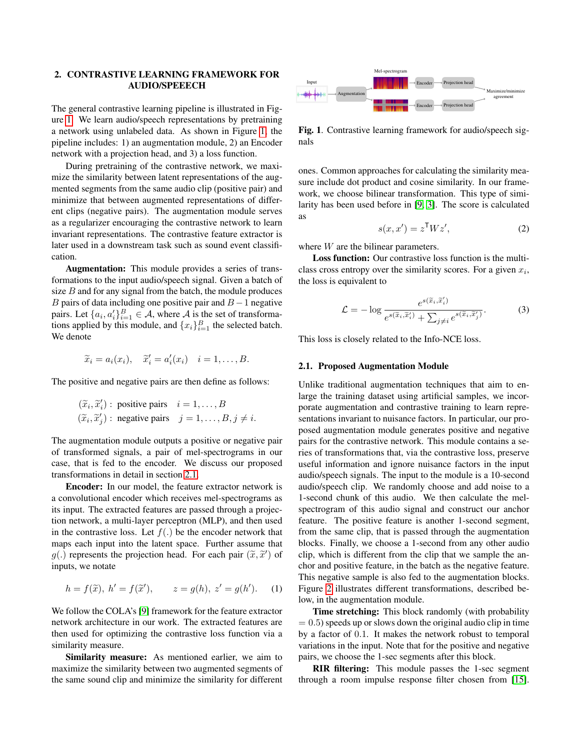## 2. CONTRASTIVE LEARNING FRAMEWORK FOR AUDIO/SPEECH

The general contrastive learning pipeline is illustrated in Figure 1. We learn audio/speech representations by pretraining a network using unlabeled data. As shown in Figure 1, the pipeline includes: 1) an augmentation module, 2) an Encoder network with a projection head, and 3) a loss function.

During pretraining of the contrastive network, we maximize the similarity between latent representations of the augmented segments from the same audio clip (positive pair) and minimize that between augmented representations of different clips (negative pairs). The augmentation module serves as a regularizer encouraging the contrastive network to learn invariant representations. The contrastive feature extractor is later used in a downstream task such as sound event classification.

**Augmentation:** This module provides a series of transformations to the input audio/speech signal. Given a batch of size $B$ and for any signal from the batch, the module produces $B$ pairs of data including one positive pair and $B-1$ negative pairs. Let $\{a_i, a_i'\}_{i=1}^{B} \in \mathcal{A}$, where $\mathcal{A}$ is the set of transformations applied by this module, and $\{x_i\}_{i=1}^{B}$ the selected batch. We denote

$$\widetilde{x}_i = a_i(x_i), \quad \widetilde{x}_i' = a_i'(x_i) \quad i = 1, \ldots, B.$$

The positive and negative pairs are then define as follows:

$$\begin{aligned}
(\widetilde{x}_i, \widetilde{x}_i') &: \text{ positive pairs} \quad i = 1, \ldots, B \\
(\widetilde{x}_i, \widetilde{x}_j') &: \text{ negative pairs} \quad j = 1, \ldots, B, j \neq i.
\end{aligned}$$

The augmentation module outputs a positive or negative pair of transformed signals, a pair of mel-spectrograms in our case, that is fed to the encoder. We discuss our proposed transformations in detail in section 2.1.

**Encoder:** In our model, the feature extractor network is a convolutional encoder which receives mel-spectrograms as its input. The extracted features are passed through a projection network, a multi-layer perceptron (MLP), and then used in the contrastive loss. Let $f(.)$ be the encoder network that maps each input into the latent space. Further assume that $g(.)$ represents the projection head. For each pair $(\widetilde{x}, \widetilde{x}')$ of inputs, we notate

$$h = f(\widetilde{x}),\ h' = f(\widetilde{x}'), \qquad z = g(h),\ z' = g(h'). \tag{1}$$

We follow the COLA's [9] framework for the feature extractor network architecture in our work. The extracted features are then used for optimizing the contrastive loss function via a similarity measure.

**Similarity measure:** As mentioned earlier, we aim to maximize the similarity between two augmented segments of the same sound clip and minimize the similarity for different ones. Common approaches for calculating the similarity measure include dot product and cosine similarity. In our framework, we choose bilinear transformation. This type of similarity has been used before in [9, 3]. The score is calculated as

$$s(x, x') = z^{\mathsf{T}} W z', \tag{2}$$

where $W$ are the bilinear parameters.

**Loss function:** Our contrastive loss function is the multi-class cross entropy over the similarity scores. For a given $x_i$, the loss is equivalent to

$$\mathcal{L} = -\log \frac{e^{s(\widetilde{x}_i, \widetilde{x}_i')}}{e^{s(\widetilde{x}_i, \widetilde{x}_i')} + \sum_{j \neq i} e^{s(\widetilde{x}_i, \widetilde{x}_j')}}. \tag{3}$$

This loss is closely related to the Info-NCE loss.

Input → Augmentation → Mel-spectrogram → Encoder → Projection head → Maximize/minimize agreement

**Fig. 1**. Contrastive learning framework for audio/speech signals

### 2.1. Proposed Augmentation Module

Unlike traditional augmentation techniques that aim to enlarge the training dataset using artificial samples, we incorporate augmentation and contrastive training to learn representations invariant to nuisance factors. In particular, our proposed augmentation module generates positive and negative pairs for the contrastive network. This module contains a series of transformations that, via the contrastive loss, preserve useful information and ignore nuisance factors in the input audio/speech signals. The input to the module is a 10-second audio/speech clip. We randomly choose and add noise to a 1-second chunk of this audio. We then calculate the mel-spectrogram of this audio signal and construct our anchor feature. The positive feature is another 1-second segment, from the same clip, that is passed through the augmentation blocks. Finally, we choose a 1-second from any other audio clip, which is different from the clip that we sample the anchor and positive feature, in the batch as the negative feature. This negative sample is also fed to the augmentation blocks. Figure 2 illustrates different transformations, described below, in the augmentation module.

**Time stretching:** This block randomly (with probability $= 0.5$) speeds up or slows down the original audio clip in time by a factor of $0.1$. It makes the network robust to temporal variations in the input. Note that for the positive and negative pairs, we choose the 1-sec segments after this block.

**RIR filtering:** This module passes the 1-sec segment through a room impulse response filter chosen from [15].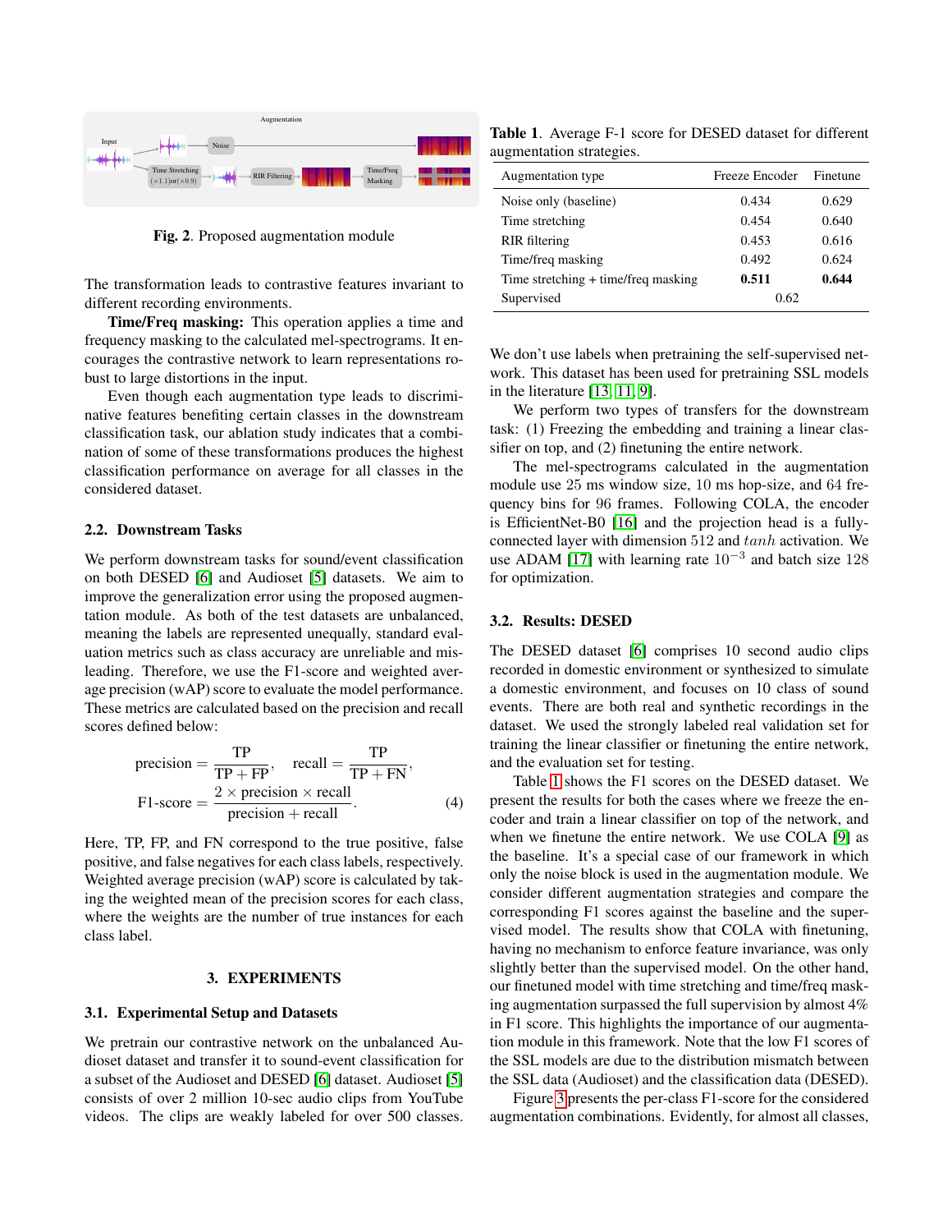Fig. 2. Proposed augmentation module

The transformation leads to contrastive features invariant to different recording environments.

**Time/Freq masking:** This operation applies a time and frequency masking to the calculated mel-spectrograms. It encourages the contrastive network to learn representations robust to large distortions in the input.

Even though each augmentation type leads to discriminative features benefiting certain classes in the downstream classification task, our ablation study indicates that a combination of some of these transformations produces the highest classification performance on average for all classes in the considered dataset.

### 2.2. Downstream Tasks

We perform downstream tasks for sound/event classification on both DESED [6] and Audioset [5] datasets. We aim to improve the generalization error using the proposed augmentation module. As both of the test datasets are unbalanced, meaning the labels are represented unequally, standard evaluation metrics such as class accuracy are unreliable and misleading. Therefore, we use the F1-score and weighted average precision (wAP) score to evaluate the model performance. These metrics are calculated based on the precision and recall scores defined below:

$$\text{precision} = \frac{\text{TP}}{\text{TP} + \text{FP}}, \quad \text{recall} = \frac{\text{TP}}{\text{TP} + \text{FN}},$$
$$\text{F1-score} = \frac{2 \times \text{precision} \times \text{recall}}{\text{precision} + \text{recall}}. \tag{4}$$

Here, TP, FP, and FN correspond to the true positive, false positive, and false negatives for each class labels, respectively. Weighted average precision (wAP) score is calculated by taking the weighted mean of the precision scores for each class, where the weights are the number of true instances for each class label.

## 3. EXPERIMENTS

### 3.1. Experimental Setup and Datasets

We pretrain our contrastive network on the unbalanced Audioset dataset and transfer it to sound-event classification for a subset of the Audioset and DESED [6] dataset. Audioset [5] consists of over 2 million 10-sec audio clips from YouTube videos. The clips are weakly labeled for over 500 classes. We don't use labels when pretraining the self-supervised network. This dataset has been used for pretraining SSL models in the literature [13, 11, 9].

We perform two types of transfers for the downstream task: (1) Freezing the embedding and training a linear classifier on top, and (2) finetuning the entire network.

The mel-spectrograms calculated in the augmentation module use 25 ms window size, 10 ms hop-size, and 64 frequency bins for 96 frames. Following COLA, the encoder is EfficientNet-B0 [16] and the projection head is a fully-connected layer with dimension 512 and $tanh$ activation. We use ADAM [17] with learning rate $10^{-3}$ and batch size 128 for optimization.

**Table 1**. Average F-1 score for DESED dataset for different augmentation strategies.

| Augmentation type | Freeze Encoder | Finetune |
|---|---|---|
| Noise only (baseline) | 0.434 | 0.629 |
| Time stretching | 0.454 | 0.640 |
| RIR filtering | 0.453 | 0.616 |
| Time/freq masking | 0.492 | 0.624 |
| Time stretching + time/freq masking | **0.511** | **0.644** |
| Supervised | 0.62 | |

### 3.2. Results: DESED

The DESED dataset [6] comprises 10 second audio clips recorded in domestic environment or synthesized to simulate a domestic environment, and focuses on 10 class of sound events. There are both real and synthetic recordings in the dataset. We used the strongly labeled real validation set for training the linear classifier or finetuning the entire network, and the evaluation set for testing.

Table 1 shows the F1 scores on the DESED dataset. We present the results for both the cases where we freeze the encoder and train a linear classifier on top of the network, and when we finetune the entire network. We use COLA [9] as the baseline. It's a special case of our framework in which only the noise block is used in the augmentation module. We consider different augmentation strategies and compare the corresponding F1 scores against the baseline and the supervised model. The results show that COLA with finetuning, having no mechanism to enforce feature invariance, was only slightly better than the supervised model. On the other hand, our finetuned model with time stretching and time/freq masking augmentation surpassed the full supervision by almost 4% in F1 score. This highlights the importance of our augmentation module in this framework. Note that the low F1 scores of the SSL models are due to the distribution mismatch between the SSL data (Audioset) and the classification data (DESED).

Figure 3 presents the per-class F1-score for the considered augmentation combinations. Evidently, for almost all classes,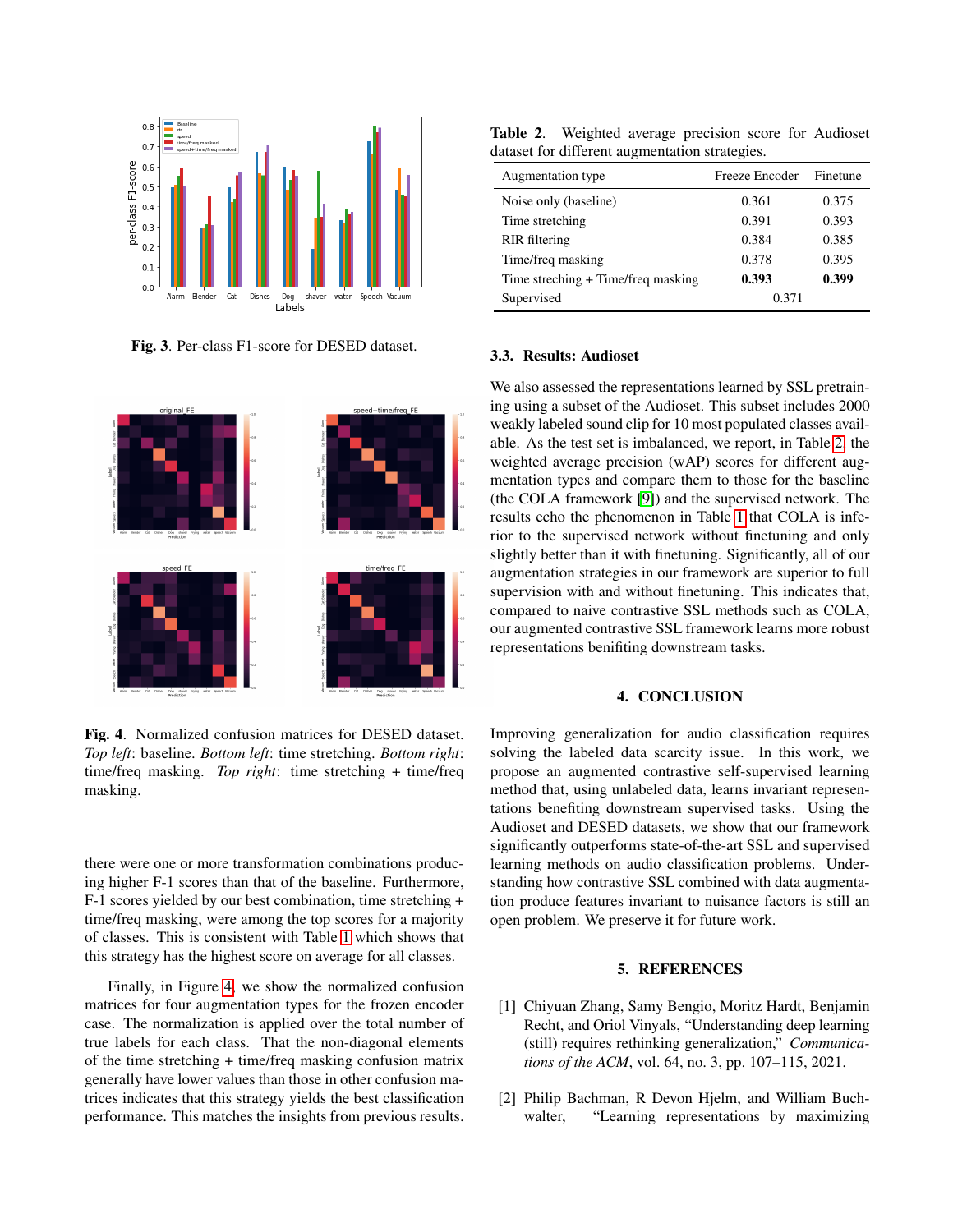Fig. 3. Per-class F1-score for DESED dataset.

**Fig. 4.** Normalized confusion matrices for DESED dataset. *Top left*: baseline. *Bottom left*: time stretching. *Bottom right*: time/freq masking. *Top right*: time stretching + time/freq masking.

there were one or more transformation combinations producing higher F-1 scores than that of the baseline. Furthermore, F-1 scores yielded by our best combination, time stretching + time/freq masking, were among the top scores for a majority of classes. This is consistent with Table 1 which shows that this strategy has the highest score on average for all classes.

Finally, in Figure 4, we show the normalized confusion matrices for four augmentation types for the frozen encoder case. The normalization is applied over the total number of true labels for each class. That the non-diagonal elements of the time stretching + time/freq masking confusion matrix generally have lower values than those in other confusion matrices indicates that this strategy yields the best classification performance. This matches the insights from previous results.

**Table 2.** Weighted average precision score for Audioset dataset for different augmentation strategies.

| Augmentation type | Freeze Encoder | Finetune |
|---|---|---|
| Noise only (baseline) | 0.361 | 0.375 |
| Time stretching | 0.391 | 0.393 |
| RIR filtering | 0.384 | 0.385 |
| Time/freq masking | 0.378 | 0.395 |
| Time streching + Time/freq masking | **0.393** | **0.399** |
| Supervised | 0.371 | |

### 3.3. Results: Audioset

We also assessed the representations learned by SSL pretraining using a subset of the Audioset. This subset includes 2000 weakly labeled sound clip for 10 most populated classes available. As the test set is imbalanced, we report, in Table 2, the weighted average precision (wAP) scores for different augmentation types and compare them to those for the baseline (the COLA framework [9]) and the supervised network. The results echo the phenomenon in Table 1 that COLA is inferior to the supervised network without finetuning and only slightly better than it with finetuning. Significantly, all of our augmentation strategies in our framework are superior to full supervision with and without finetuning. This indicates that, compared to naive contrastive SSL methods such as COLA, our augmented contrastive SSL framework learns more robust representations benifiting downstream tasks.

## 4. CONCLUSION

Improving generalization for audio classification requires solving the labeled data scarcity issue. In this work, we propose an augmented contrastive self-supervised learning method that, using unlabeled data, learns invariant representations benefiting downstream supervised tasks. Using the Audioset and DESED datasets, we show that our framework significantly outperforms state-of-the-art SSL and supervised learning methods on audio classification problems. Understanding how contrastive SSL combined with data augmentation produce features invariant to nuisance factors is still an open problem. We preserve it for future work.

## 5. REFERENCES

[1] Chiyuan Zhang, Samy Bengio, Moritz Hardt, Benjamin Recht, and Oriol Vinyals, "Understanding deep learning (still) requires rethinking generalization," *Communications of the ACM*, vol. 64, no. 3, pp. 107–115, 2021.

[2] Philip Bachman, R Devon Hjelm, and William Buchwalter, "Learning representations by maximizing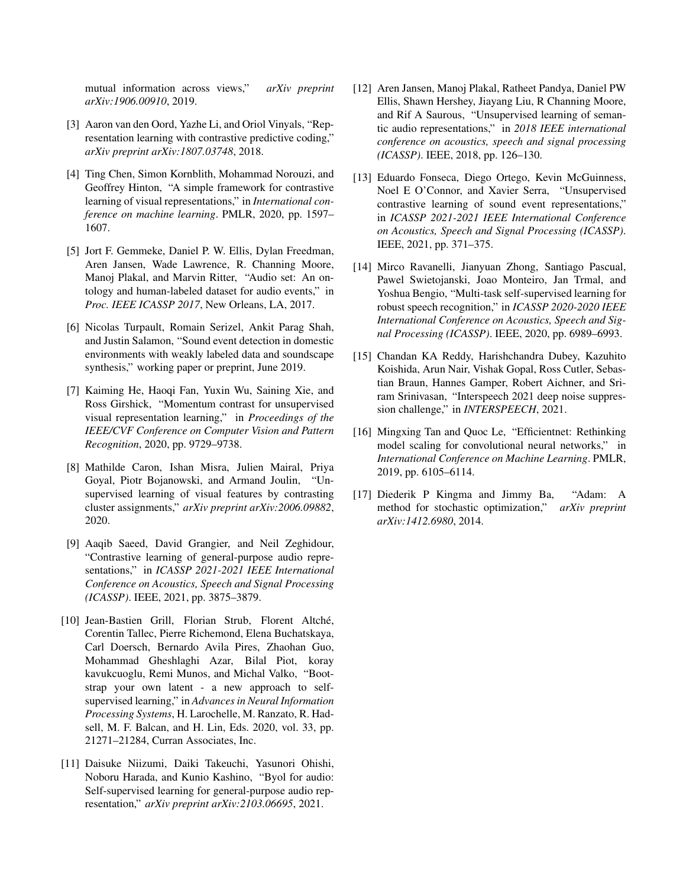mutual information across views," *arXiv preprint arXiv:1906.00910*, 2019.

[3] Aaron van den Oord, Yazhe Li, and Oriol Vinyals, "Representation learning with contrastive predictive coding," *arXiv preprint arXiv:1807.03748*, 2018.

[4] Ting Chen, Simon Kornblith, Mohammad Norouzi, and Geoffrey Hinton, "A simple framework for contrastive learning of visual representations," in *International conference on machine learning*. PMLR, 2020, pp. 1597–1607.

[5] Jort F. Gemmeke, Daniel P. W. Ellis, Dylan Freedman, Aren Jansen, Wade Lawrence, R. Channing Moore, Manoj Plakal, and Marvin Ritter, "Audio set: An ontology and human-labeled dataset for audio events," in *Proc. IEEE ICASSP 2017*, New Orleans, LA, 2017.

[6] Nicolas Turpault, Romain Serizel, Ankit Parag Shah, and Justin Salamon, "Sound event detection in domestic environments with weakly labeled data and soundscape synthesis," working paper or preprint, June 2019.

[7] Kaiming He, Haoqi Fan, Yuxin Wu, Saining Xie, and Ross Girshick, "Momentum contrast for unsupervised visual representation learning," in *Proceedings of the IEEE/CVF Conference on Computer Vision and Pattern Recognition*, 2020, pp. 9729–9738.

[8] Mathilde Caron, Ishan Misra, Julien Mairal, Priya Goyal, Piotr Bojanowski, and Armand Joulin, "Unsupervised learning of visual features by contrasting cluster assignments," *arXiv preprint arXiv:2006.09882*, 2020.

[9] Aaqib Saeed, David Grangier, and Neil Zeghidour, "Contrastive learning of general-purpose audio representations," in *ICASSP 2021-2021 IEEE International Conference on Acoustics, Speech and Signal Processing (ICASSP)*. IEEE, 2021, pp. 3875–3879.

[10] Jean-Bastien Grill, Florian Strub, Florent Altché, Corentin Tallec, Pierre Richemond, Elena Buchatskaya, Carl Doersch, Bernardo Avila Pires, Zhaohan Guo, Mohammad Gheshlaghi Azar, Bilal Piot, koray kavukcuoglu, Remi Munos, and Michal Valko, "Bootstrap your own latent - a new approach to self-supervised learning," in *Advances in Neural Information Processing Systems*, H. Larochelle, M. Ranzato, R. Hadsell, M. F. Balcan, and H. Lin, Eds. 2020, vol. 33, pp. 21271–21284, Curran Associates, Inc.

[11] Daisuke Niizumi, Daiki Takeuchi, Yasunori Ohishi, Noboru Harada, and Kunio Kashino, "Byol for audio: Self-supervised learning for general-purpose audio representation," *arXiv preprint arXiv:2103.06695*, 2021.

[12] Aren Jansen, Manoj Plakal, Ratheet Pandya, Daniel PW Ellis, Shawn Hershey, Jiayang Liu, R Channing Moore, and Rif A Saurous, "Unsupervised learning of semantic audio representations," in *2018 IEEE international conference on acoustics, speech and signal processing (ICASSP)*. IEEE, 2018, pp. 126–130.

[13] Eduardo Fonseca, Diego Ortego, Kevin McGuinness, Noel E O'Connor, and Xavier Serra, "Unsupervised contrastive learning of sound event representations," in *ICASSP 2021-2021 IEEE International Conference on Acoustics, Speech and Signal Processing (ICASSP)*. IEEE, 2021, pp. 371–375.

[14] Mirco Ravanelli, Jianyuan Zhong, Santiago Pascual, Pawel Swietojanski, Joao Monteiro, Jan Trmal, and Yoshua Bengio, "Multi-task self-supervised learning for robust speech recognition," in *ICASSP 2020-2020 IEEE International Conference on Acoustics, Speech and Signal Processing (ICASSP)*. IEEE, 2020, pp. 6989–6993.

[15] Chandan KA Reddy, Harishchandra Dubey, Kazuhito Koishida, Arun Nair, Vishak Gopal, Ross Cutler, Sebastian Braun, Hannes Gamper, Robert Aichner, and Sriram Srinivasan, "Interspeech 2021 deep noise suppression challenge," in *INTERSPEECH*, 2021.

[16] Mingxing Tan and Quoc Le, "Efficientnet: Rethinking model scaling for convolutional neural networks," in *International Conference on Machine Learning*. PMLR, 2019, pp. 6105–6114.

[17] Diederik P Kingma and Jimmy Ba, "Adam: A method for stochastic optimization," *arXiv preprint arXiv:1412.6980*, 2014.